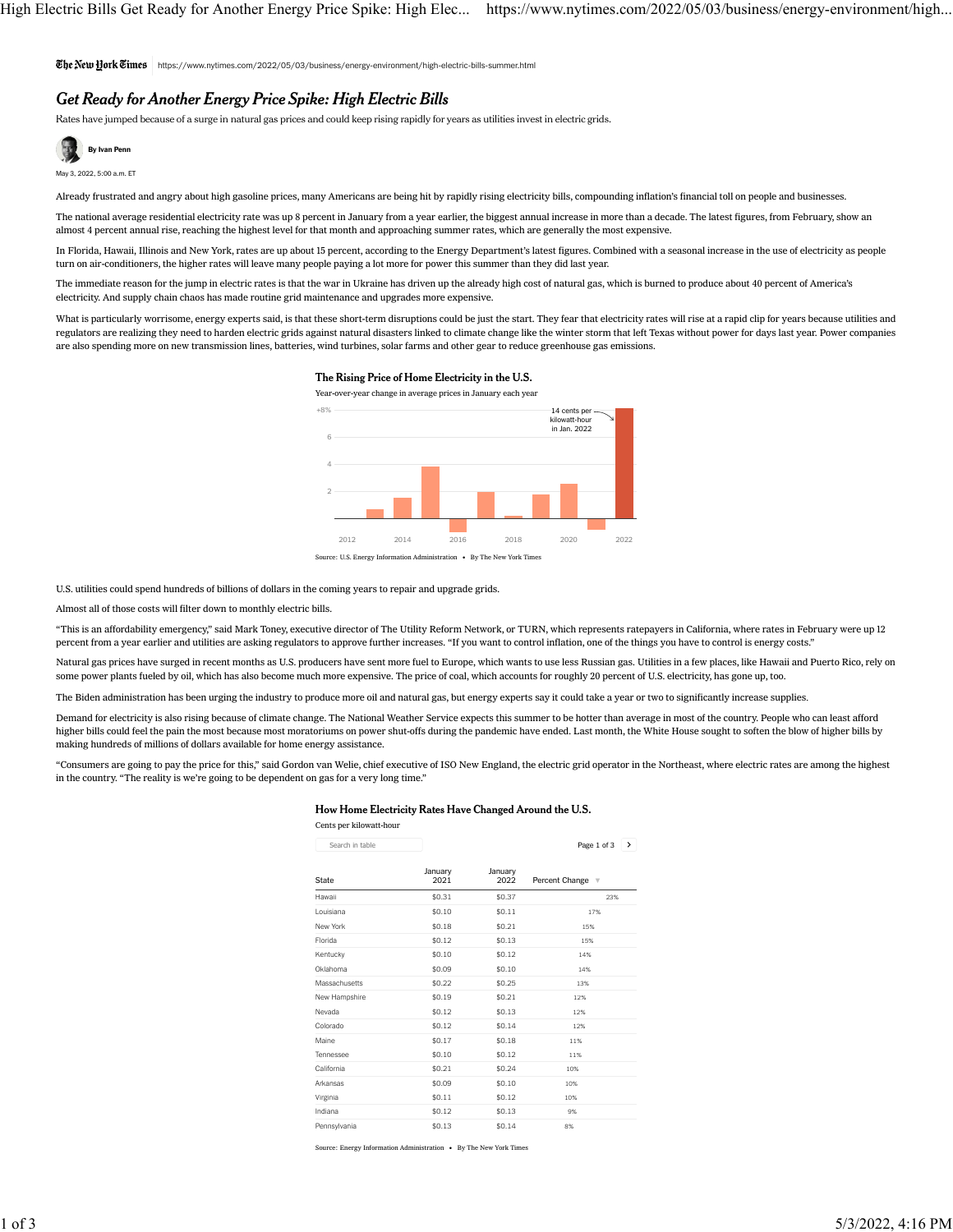# Get Ready for Another Energy Price Spike: High Electric Bills

Rates have jumped because of a surge in natural gas prices and could keep rising rapidly for years as utilities invest in electric grids.

By Ivan Penn

May 3, 2022, 5:00 a.m. ET

Already frustrated and angry about high gasoline prices, many Americans are being hit by rapidly rising electricity bills, compounding inflation's financial toll on people and businesses.

The national average residential electricity rate was up 8 percent in January from a year earlier, the biggest annual increase in more than a decade. The latest figures, from February, show an almost 4 percent annual rise, reaching the highest level for that month and approaching summer rates, which are generally the most expensive.

In Florida, Hawaii, Illinois and New York, rates are up about 15 percent, according to the Energy Department's latest figures. Combined with a seasonal increase in the use of electricity as people turn on air-conditioners, the higher rates will leave many people paying a lot more for power this summer than they did last year.

The immediate reason for the jump in electric rates is that the war in Ukraine has driven up the already high cost of natural gas, which is burned to produce about 40 percent of America's electricity. And supply chain chaos has made routine grid maintenance and upgrades more expensive.

What is particularly worrisome, energy experts said, is that these short-term disruptions could be just the start. They fear that electricity rates will rise at a rapid clip for years because utilities and regulators are realizing they need to harden electric grids against natural disasters linked to climate change like the winter storm that left Texas without power for days last year. Power companies are also spending more on new transmission lines, batteries, wind turbines, solar farms and other gear to reduce greenhouse gas emissions.

**The Rising Price of Home Electricity in the U.S.**

Year-over-year change in average prices in January each year

[Bar chart: y-axis +8%, 6, 4, 2; x-axis 2012–2022. Annotation: "14 cents per kilowatt-hour in Jan. 2022"]

Source: U.S. Energy Information Administration • By The New York Times

U.S. utilities could spend hundreds of billions of dollars in the coming years to repair and upgrade grids.

Almost all of those costs will filter down to monthly electric bills.

"This is an affordability emergency," said Mark Toney, executive director of The Utility Reform Network, or TURN, which represents ratepayers in California, where rates in February were up 12 percent from a year earlier and utilities are asking regulators to approve further increases. "If you want to control inflation, one of the things you have to control is energy costs."

Natural gas prices have surged in recent months as U.S. producers have sent more fuel to Europe, which wants to use less Russian gas. Utilities in a few places, like Hawaii and Puerto Rico, rely on some power plants fueled by oil, which has also become much more expensive. The price of coal, which accounts for roughly 20 percent of U.S. electricity, has gone up, too.

The Biden administration has been urging the industry to produce more oil and natural gas, but energy experts say it could take a year or two to significantly increase supplies.

Demand for electricity is also rising because of climate change. The National Weather Service expects this summer to be hotter than average in most of the country. People who can least afford higher bills could feel the pain the most because most moratoriums on power shut-offs during the pandemic have ended. Last month, the White House sought to soften the blow of higher bills by making hundreds of millions of dollars available for home energy assistance.

"Consumers are going to pay the price for this," said Gordon van Welie, chief executive of ISO New England, the electric grid operator in the Northeast, where electric rates are among the highest in the country. "The reality is we're going to be dependent on gas for a very long time."

**How Home Electricity Rates Have Changed Around the U.S.**

Cents per kilowatt-hour

Page 1 of 3

| State | January 2021 | January 2022 | Percent Change |
|---|---|---|---|
| Hawaii | $0.31 | $0.37 | 23% |
| Louisiana | $0.10 | $0.11 | 17% |
| New York | $0.18 | $0.21 | 15% |
| Florida | $0.12 | $0.13 | 15% |
| Kentucky | $0.10 | $0.12 | 14% |
| Oklahoma | $0.09 | $0.10 | 14% |
| Massachusetts | $0.22 | $0.25 | 13% |
| New Hampshire | $0.19 | $0.21 | 12% |
| Nevada | $0.12 | $0.13 | 12% |
| Colorado | $0.12 | $0.14 | 12% |
| Maine | $0.17 | $0.18 | 11% |
| Tennessee | $0.10 | $0.12 | 11% |
| California | $0.21 | $0.24 | 10% |
| Arkansas | $0.09 | $0.10 | 10% |
| Virginia | $0.11 | $0.12 | 10% |
| Indiana | $0.12 | $0.13 | 9% |
| Pennsylvania | $0.13 | $0.14 | 8% |

Source: Energy Information Administration • By The New York Times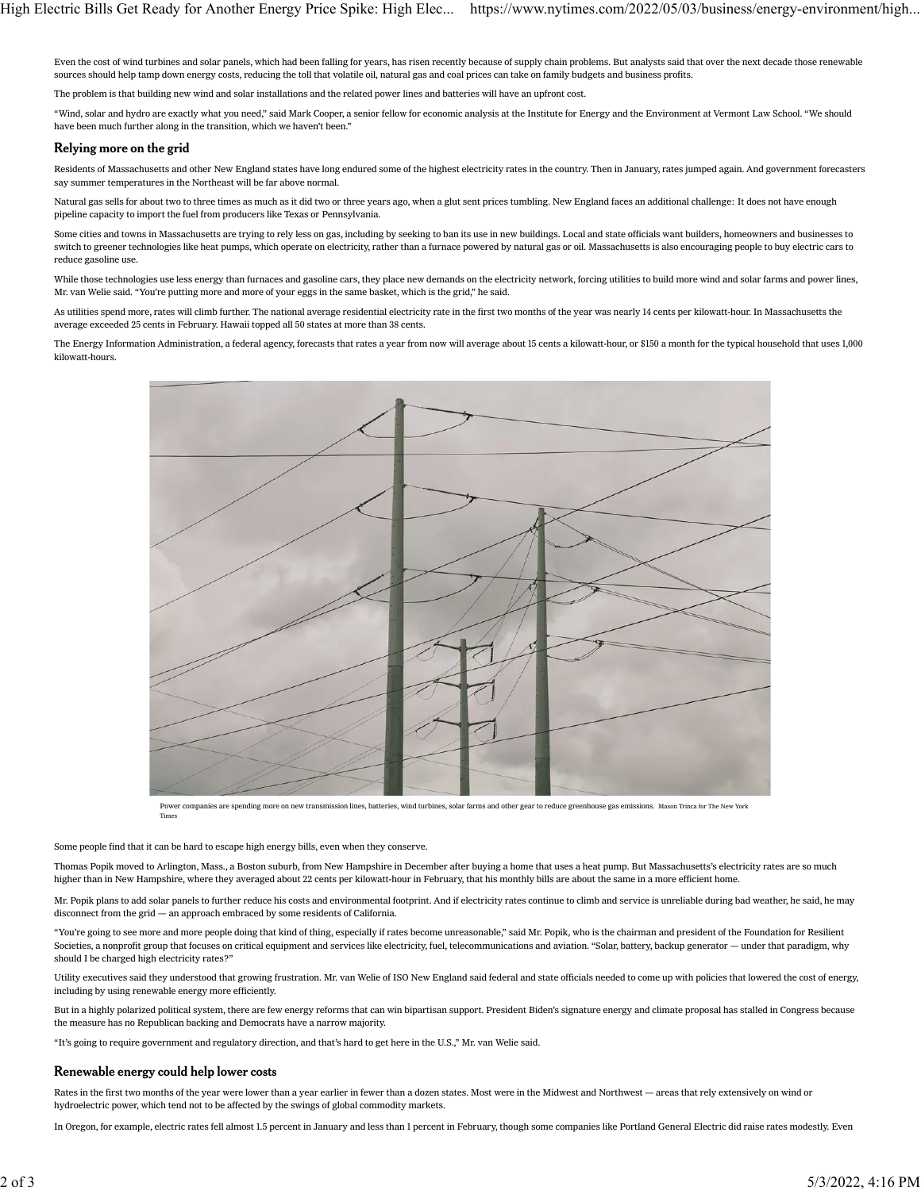Even the cost of wind turbines and solar panels, which had been falling for years, has risen recently because of supply chain problems. But analysts said that over the next decade those renewable sources should help tamp down energy costs, reducing the toll that volatile oil, natural gas and coal prices can take on family budgets and business profits.

The problem is that building new wind and solar installations and the related power lines and batteries will have an upfront cost.

"Wind, solar and hydro are exactly what you need," said Mark Cooper, a senior fellow for economic analysis at the Institute for Energy and the Environment at Vermont Law School. "We should have been much further along in the transition, which we haven't been."

## Relying more on the grid

Residents of Massachusetts and other New England states have long endured some of the highest electricity rates in the country. Then in January, rates jumped again. And government forecasters say summer temperatures in the Northeast will be far above normal.

Natural gas sells for about two to three times as much as it did two or three years ago, when a glut sent prices tumbling. New England faces an additional challenge: It does not have enough pipeline capacity to import the fuel from producers like Texas or Pennsylvania.

Some cities and towns in Massachusetts are trying to rely less on gas, including by seeking to ban its use in new buildings. Local and state officials want builders, homeowners and businesses to switch to greener technologies like heat pumps, which operate on electricity, rather than a furnace powered by natural gas or oil. Massachusetts is also encouraging people to buy electric cars to reduce gasoline use.

While those technologies use less energy than furnaces and gasoline cars, they place new demands on the electricity network, forcing utilities to build more wind and solar farms and power lines, Mr. van Welie said. "You're putting more and more of your eggs in the same basket, which is the grid," he said.

As utilities spend more, rates will climb further. The national average residential electricity rate in the first two months of the year was nearly 14 cents per kilowatt-hour. In Massachusetts the average exceeded 25 cents in February. Hawaii topped all 50 states at more than 38 cents.

The Energy Information Administration, a federal agency, forecasts that rates a year from now will average about 15 cents a kilowatt-hour, or $150 a month for the typical household that uses 1,000 kilowatt-hours.

Power companies are spending more on new transmission lines, batteries, wind turbines, solar farms and other gear to reduce greenhouse gas emissions. Mason Trinca for The New York Times

Some people find that it can be hard to escape high energy bills, even when they conserve.

Thomas Popik moved to Arlington, Mass., a Boston suburb, from New Hampshire in December after buying a home that uses a heat pump. But Massachusetts's electricity rates are so much higher than in New Hampshire, where they averaged about 22 cents per kilowatt-hour in February, that his monthly bills are about the same in a more efficient home.

Mr. Popik plans to add solar panels to further reduce his costs and environmental footprint. And if electricity rates continue to climb and service is unreliable during bad weather, he said, he may disconnect from the grid — an approach embraced by some residents of California.

"You're going to see more and more people doing that kind of thing, especially if rates become unreasonable," said Mr. Popik, who is the chairman and president of the Foundation for Resilient Societies, a nonprofit group that focuses on critical equipment and services like electricity, fuel, telecommunications and aviation. "Solar, battery, backup generator — under that paradigm, why should I be charged high electricity rates?"

Utility executives said they understood that growing frustration. Mr. van Welie of ISO New England said federal and state officials needed to come up with policies that lowered the cost of energy, including by using renewable energy more efficiently.

But in a highly polarized political system, there are few energy reforms that can win bipartisan support. President Biden's signature energy and climate proposal has stalled in Congress because the measure has no Republican backing and Democrats have a narrow majority.

"It's going to require government and regulatory direction, and that's hard to get here in the U.S.," Mr. van Welie said.

## Renewable energy could help lower costs

Rates in the first two months of the year were lower than a year earlier in fewer than a dozen states. Most were in the Midwest and Northwest — areas that rely extensively on wind or hydroelectric power, which tend not to be affected by the swings of global commodity markets.

In Oregon, for example, electric rates fell almost 1.5 percent in January and less than 1 percent in February, though some companies like Portland General Electric did raise rates modestly. Even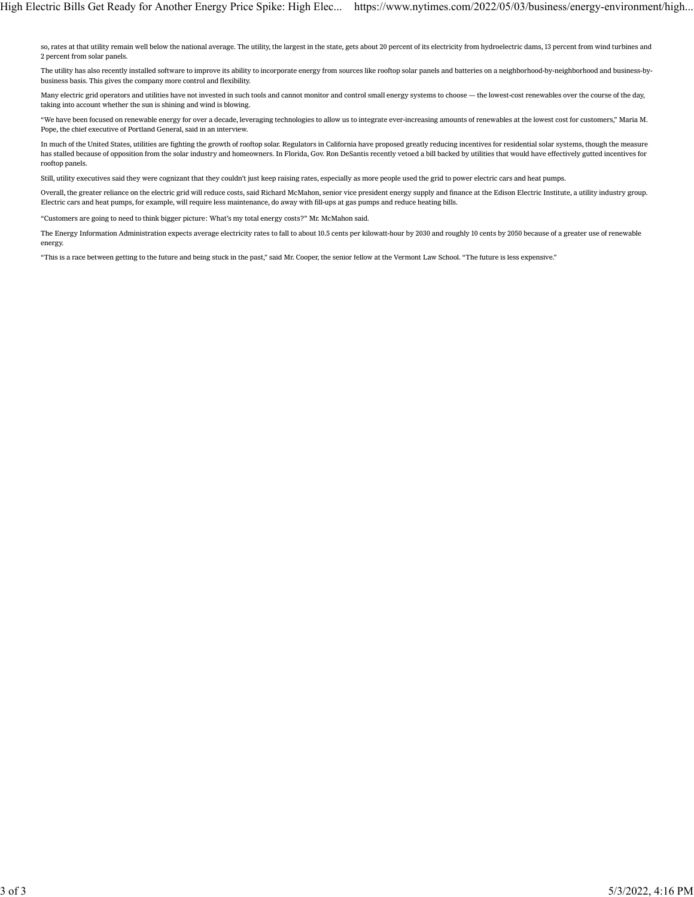so, rates at that utility remain well below the national average. The utility, the largest in the state, gets about 20 percent of its electricity from hydroelectric dams, 13 percent from wind turbines and 2 percent from solar panels.

The utility has also recently installed software to improve its ability to incorporate energy from sources like rooftop solar panels and batteries on a neighborhood-by-neighborhood and business-by-business basis. This gives the company more control and flexibility.

Many electric grid operators and utilities have not invested in such tools and cannot monitor and control small energy systems to choose — the lowest-cost renewables over the course of the day, taking into account whether the sun is shining and wind is blowing.

"We have been focused on renewable energy for over a decade, leveraging technologies to allow us to integrate ever-increasing amounts of renewables at the lowest cost for customers," Maria M. Pope, the chief executive of Portland General, said in an interview.

In much of the United States, utilities are fighting the growth of rooftop solar. Regulators in California have proposed greatly reducing incentives for residential solar systems, though the measure has stalled because of opposition from the solar industry and homeowners. In Florida, Gov. Ron DeSantis recently vetoed a bill backed by utilities that would have effectively gutted incentives for rooftop panels.

Still, utility executives said they were cognizant that they couldn't just keep raising rates, especially as more people used the grid to power electric cars and heat pumps.

Overall, the greater reliance on the electric grid will reduce costs, said Richard McMahon, senior vice president energy supply and finance at the Edison Electric Institute, a utility industry group. Electric cars and heat pumps, for example, will require less maintenance, do away with fill-ups at gas pumps and reduce heating bills.

"Customers are going to need to think bigger picture: What's my total energy costs?" Mr. McMahon said.

The Energy Information Administration expects average electricity rates to fall to about 10.5 cents per kilowatt-hour by 2030 and roughly 10 cents by 2050 because of a greater use of renewable energy.

"This is a race between getting to the future and being stuck in the past," said Mr. Cooper, the senior fellow at the Vermont Law School. "The future is less expensive."